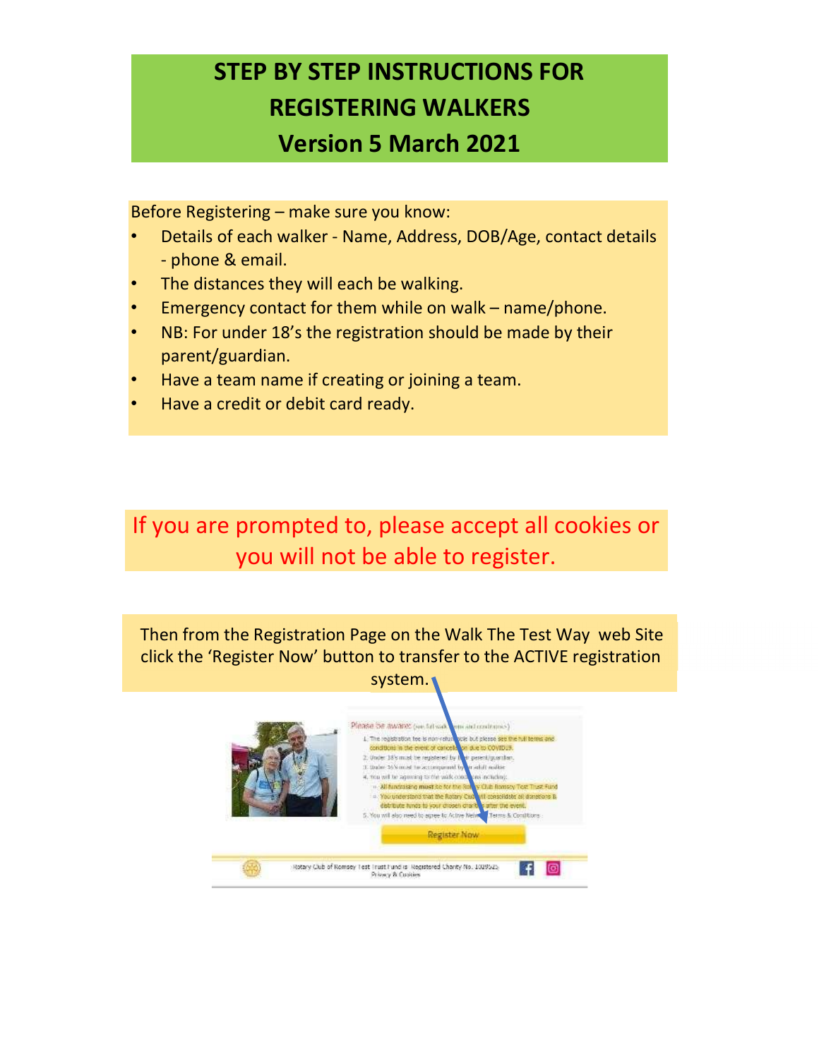# STEP BY STEP INSTRUCTIONS FOR REGISTERING WALKERS
## Version 5 March 2021

Before Registering – make sure you know:

- Details of each walker - Name, Address, DOB/Age, contact details - phone & email.
- The distances they will each be walking.
- Emergency contact for them while on walk – name/phone.
- NB: For under 18's the registration should be made by their parent/guardian.
- Have a team name if creating or joining a team.
- Have a credit or debit card ready.

If you are prompted to, please accept all cookies or you will not be able to register.

Then from the Registration Page on the Walk The Test Way web Site click the 'Register Now' button to transfer to the ACTIVE registration system.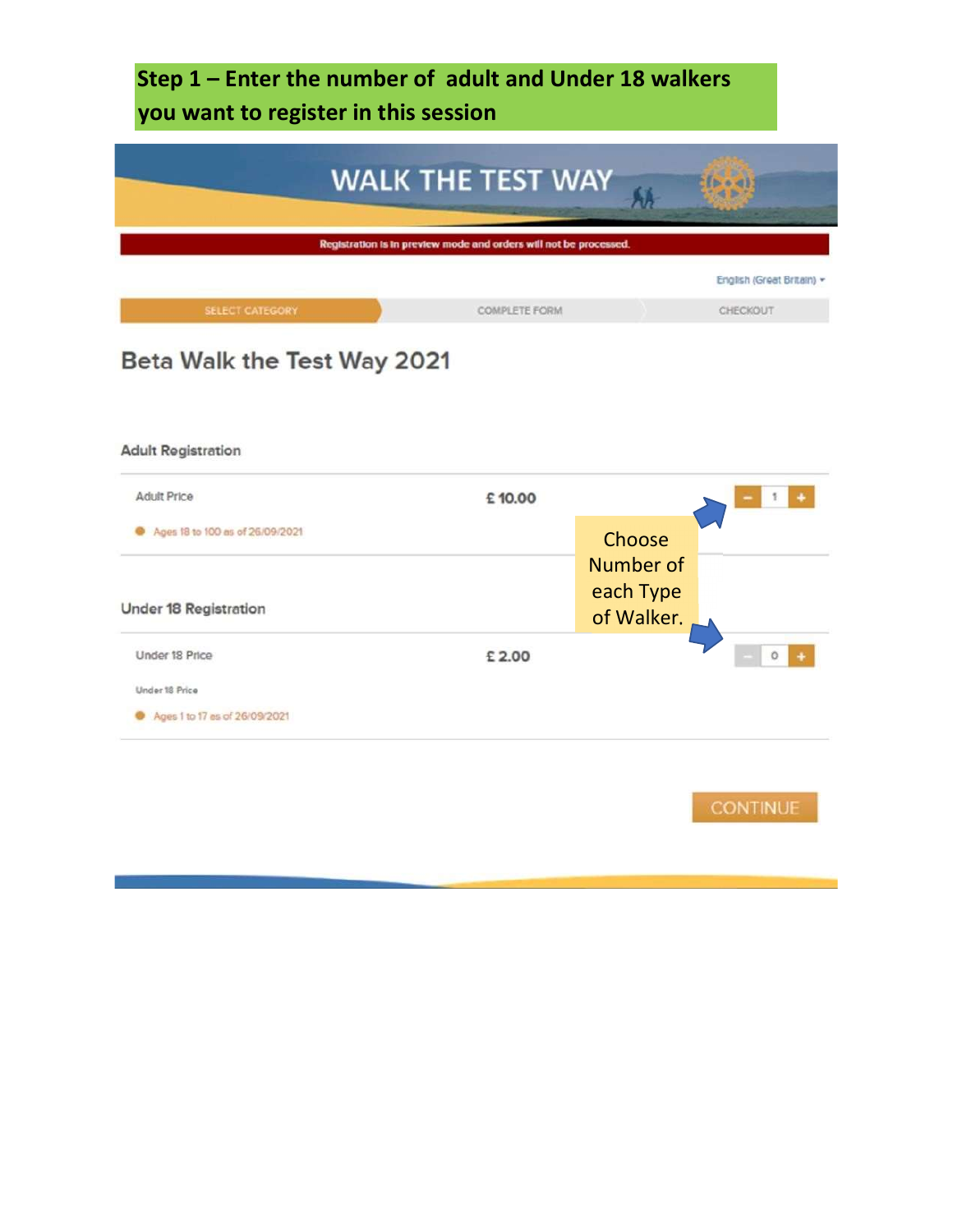**Step 1 – Enter the number of adult and Under 18 walkers you want to register in this session**

WALK THE TEST WAY

Registration is in preview mode and orders will not be processed.

English (Great Britain)

SELECT CATEGORY | COMPLETE FORM | CHECKOUT

## Beta Walk the Test Way 2021

### Adult Registration

Adult Price — £ 10.00 — [ − ] 1 [ + ]

- Ages 18 to 100 as of 26/09/2021

Choose Number of each Type of Walker.

### Under 18 Registration

Under 18 Price — £ 2.00 — [ − ] 0 [ + ]

Under 18 Price

- Ages 1 to 17 as of 26/09/2021

CONTINUE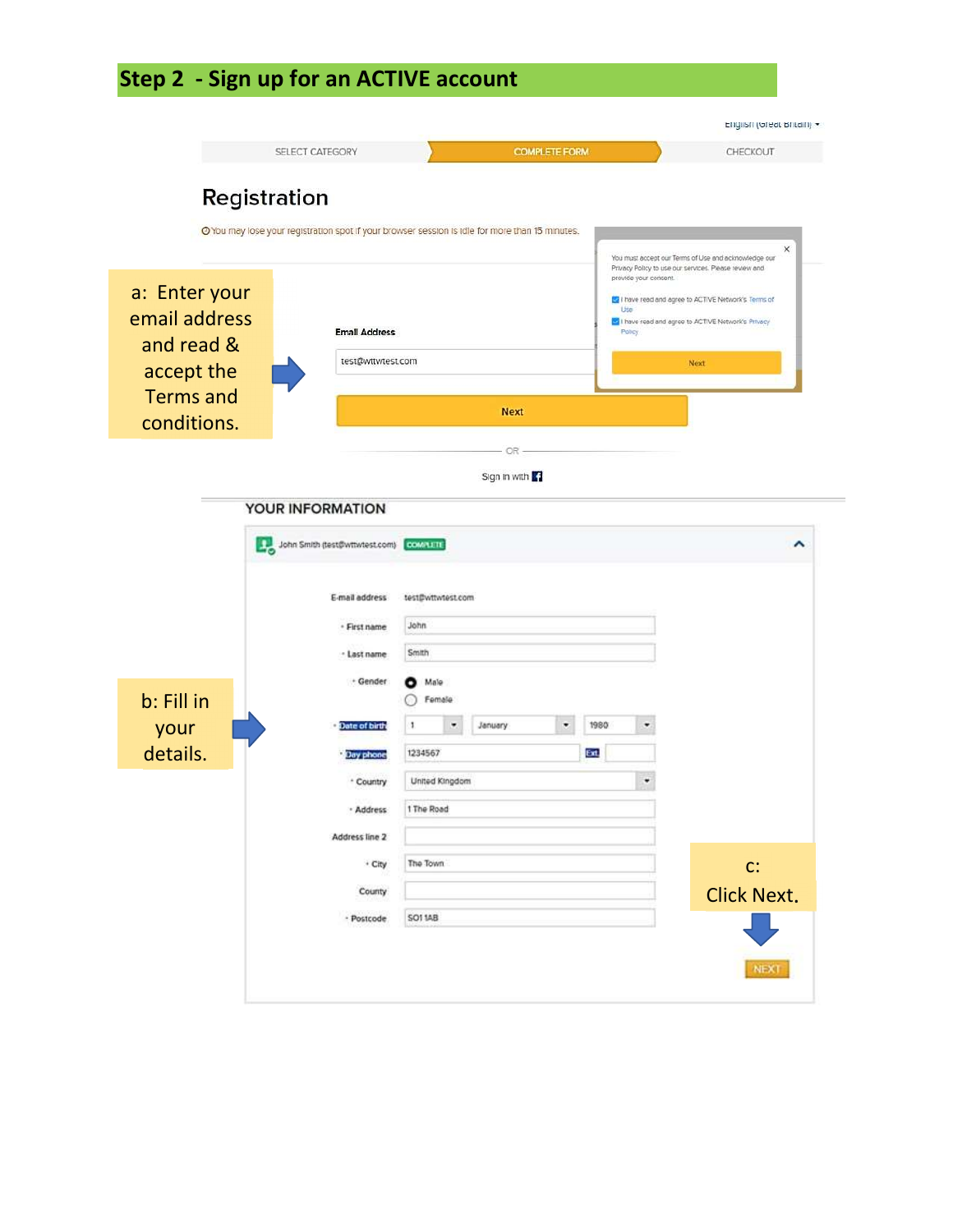## Step 2 - Sign up for an ACTIVE account

English (Great Britain) ▾

SELECT CATEGORY | COMPLETE FORM | CHECKOUT

### Registration

You may lose your registration spot if your browser session is idle for more than 15 minutes.

You must accept our Terms of Use and acknowledge our Privacy Policy to use our services. Please review and provide your consent.

- [x] I have read and agree to ACTIVE Network's Terms of Use
- [x] I have read and agree to ACTIVE Network's Privacy Policy

Next

a: Enter your email address and read & accept the Terms and conditions.

Email Address

test@wttwtest.com

Next

OR

Sign in with

**YOUR INFORMATION**

John Smith (test@wttwtest.com) COMPLETE

b: Fill in your details.

| | |
|---|---|
| E-mail address | test@wttwtest.com |
| First name | John |
| Last name | Smith |
| Gender | Male / Female |
| Date of birth | 1 January 1980 |
| Day phone | 1234567 Ext |
| Country | United Kingdom |
| Address | 1 The Road |
| Address line 2 | |
| City | The Town |
| County | |
| Postcode | SO1 1AB |

c: Click Next.

NEXT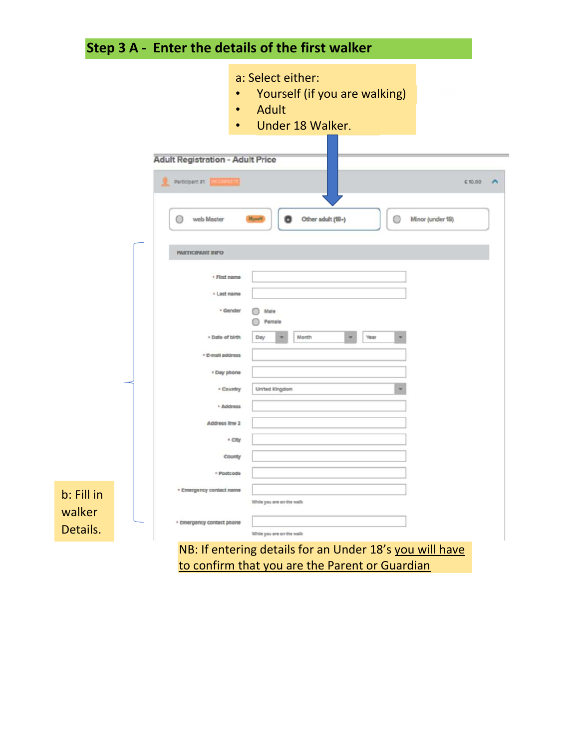## Step 3 A - Enter the details of the first walker

a: Select either:

- Yourself (if you are walking)
- Adult
- Under 18 Walker.

Adult Registration - Adult Price

Participant #1 INCOMPLETE £10.00

web Master Myself | Other adult (18+) | Minor (under 18)

PARTICIPANT INFO

- First name
- Last name
- Gender: Male / Female
- Date of birth: Day / Month / Year
- E-mail address
- Day phone
- Country: United Kingdom
- Address
- Address line 2
- City
- County
- Postcode
- Emergency contact name — While you are on the walk
- Emergency contact phone — While you are on the walk

b: Fill in walker Details.

NB: If entering details for an Under 18's you will have to confirm that you are the Parent or Guardian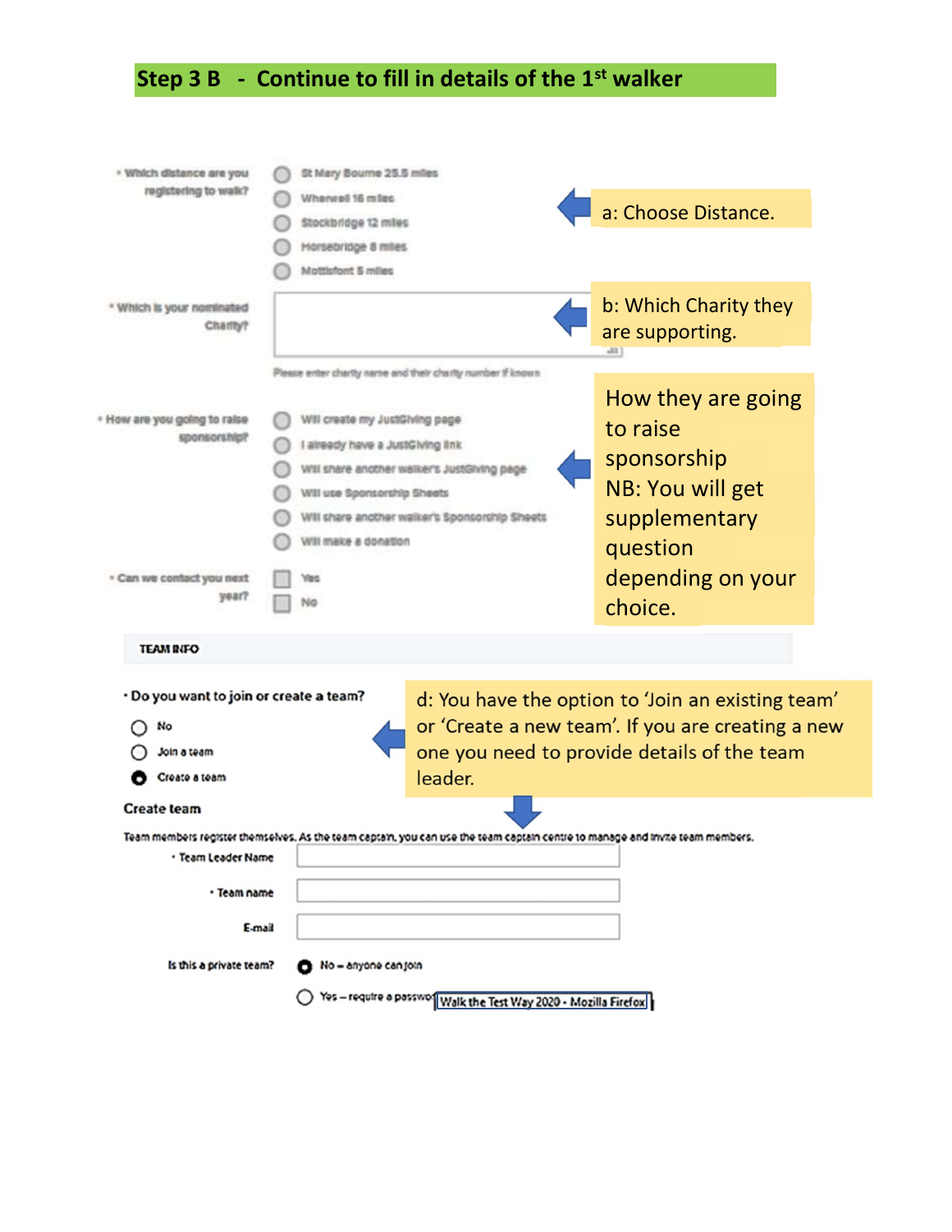## Step 3 B - Continue to fill in details of the 1st walker

\* Which distance are you registering to walk?

- St Mary Bourne 25.5 miles
- Wherwell 16 miles
- Stockbridge 12 miles
- Horsebridge 8 miles
- Mottisfont 5 miles

a: Choose Distance.

\* Which is your nominated Charity?

Please enter charity name and their charity number if known

b: Which Charity they are supporting.

\* How are you going to raise sponsorship?

- Will create my JustGiving page
- I already have a JustGiving link
- Will share another walker's JustGiving page
- Will use Sponsorship Sheets
- Will share another walker's Sponsorship Sheets
- Will make a donation

How they are going to raise sponsorship
NB: You will get supplementary question depending on your choice.

\* Can we contact you next year?

- Yes
- No

**TEAM INFO**

\* Do you want to join or create a team?

- No
- Join a team
- Create a team

d: You have the option to 'Join an existing team' or 'Create a new team'. If you are creating a new one you need to provide details of the team leader.

**Create team**

Team members register themselves. As the team captain, you can use the team captain centre to manage and invite team members.

\* Team Leader Name

\* Team name

E-mail

Is this a private team?

- No – anyone can join
- Yes – require a passwo[rd]

Walk the Test Way 2020 - Mozilla Firefox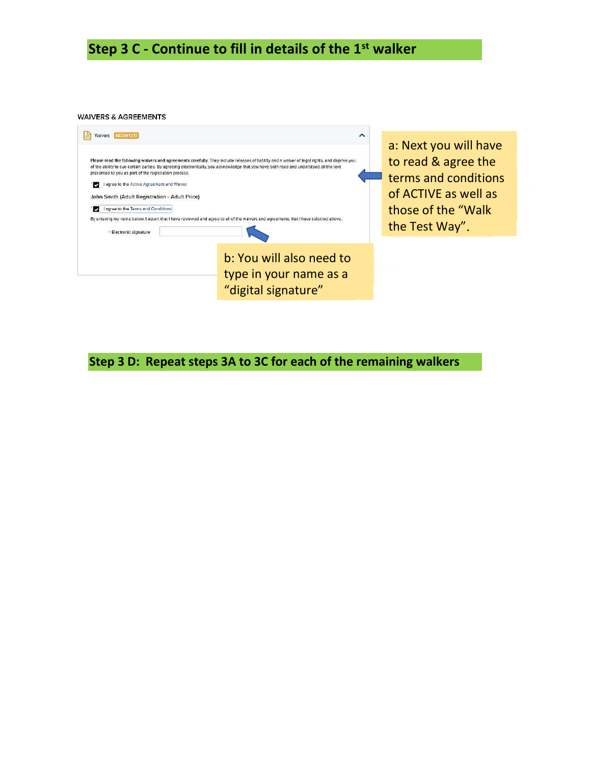## Step 3 C - Continue to fill in details of the 1st walker

WAIVERS & AGREEMENTS

Waivers INCOMPLETE

Please read the following waivers and agreements carefully. They include releases of liability and a waiver of legal rights, and deprive you of the ability to sue certain parties. By agreeing electronically, you acknowledge that you have both read and understood all the text presented to you as part of the registration process.

* I agree to the Active Agreement and Waiver

John Smith (Adult Registration - Adult Price)

* I agree to the Terms and Conditions

By entering my name below, I assert that I have reviewed and agree to all of the waivers and agreements that I have selected above.

* Electronic signature

a: Next you will have to read & agree the terms and conditions of ACTIVE as well as those of the "Walk the Test Way".

b: You will also need to type in your name as a "digital signature"

## Step 3 D: Repeat steps 3A to 3C for each of the remaining walkers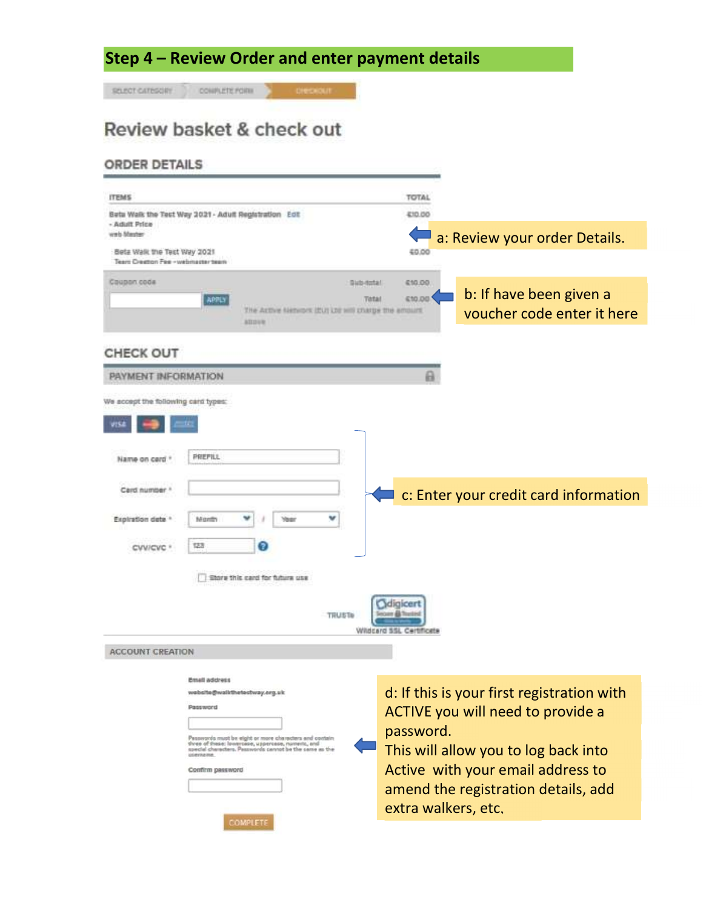## Step 4 – Review Order and enter payment details

SELECT CATEGORY | COMPLETE FORM | CHECKOUT

# Review basket & check out

## ORDER DETAILS

| ITEMS | TOTAL |
|---|---|
| Beta Walk the Test Way 2021 - Adult Registration Edit<br>- Adult Price<br>web Master | £10.00 |
| Beta Walk the Test Way 2021<br>Team Creation Fee - webmaster team | £0.00 |

Coupon code

APPLY

Sub-total £10.00

Total £10.00

The Active Network (EU) Ltd will charge the amount above

a: Review your order Details.

b: If have been given a voucher code enter it here

## CHECK OUT

### PAYMENT INFORMATION

We accept the following card types:

Name on card * PREFILL

Card number *

Expiration date * Month / Year

CVV/CVC * 123

Store this card for future use

TRUSTe

digicert Wildcard SSL Certificate

c: Enter your credit card information

### ACCOUNT CREATION

Email address

website@walkthetestway.org.uk

Password

Passwords must be eight or more characters and contain three of these: lowercase, uppercase, numeric, and special characters. Passwords cannot be the same as the username.

Confirm password

COMPLETE

d: If this is your first registration with ACTIVE you will need to provide a password.
This will allow you to log back into Active with your email address to amend the registration details, add extra walkers, etc.